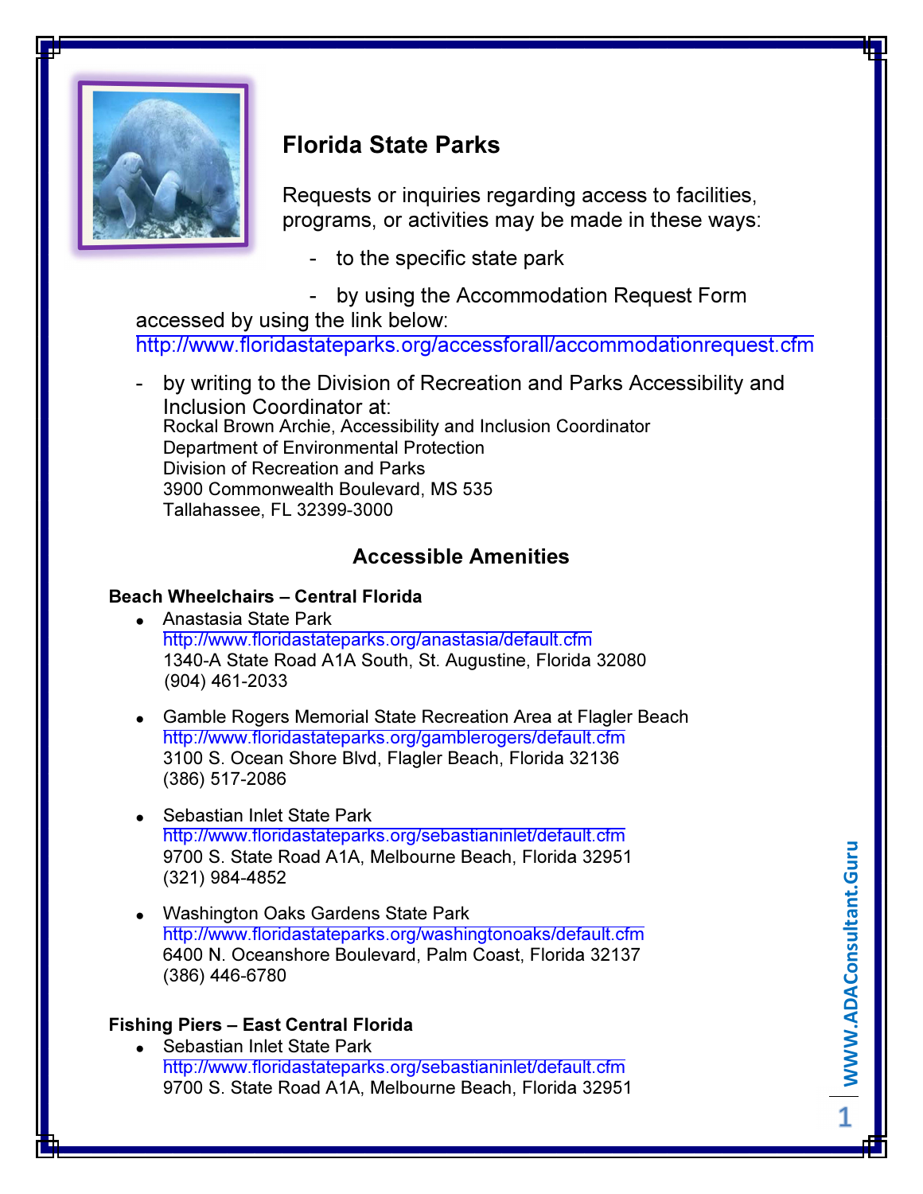# Florida State Parks

Requests or inquiries regarding access to facilities, programs, or activities may be made in these ways:

- to the specific state park
- by using the Accommodation Request Form accessed by using the link below: http://www.floridastateparks.org/accessforall/accommodationrequest.cfm
- by writing to the Division of Recreation and Parks Accessibility and Inclusion Coordinator at:
  Rockal Brown Archie, Accessibility and Inclusion Coordinator
  Department of Environmental Protection
  Division of Recreation and Parks
  3900 Commonwealth Boulevard, MS 535
  Tallahassee, FL 32399-3000

## Accessible Amenities

**Beach Wheelchairs – Central Florida**

- Anastasia State Park
  http://www.floridastateparks.org/anastasia/default.cfm
  1340-A State Road A1A South, St. Augustine, Florida 32080
  (904) 461-2033

- Gamble Rogers Memorial State Recreation Area at Flagler Beach
  http://www.floridastateparks.org/gamblerogers/default.cfm
  3100 S. Ocean Shore Blvd, Flagler Beach, Florida 32136
  (386) 517-2086

- Sebastian Inlet State Park
  http://www.floridastateparks.org/sebastianinlet/default.cfm
  9700 S. State Road A1A, Melbourne Beach, Florida 32951
  (321) 984-4852

- Washington Oaks Gardens State Park
  http://www.floridastateparks.org/washingtonoaks/default.cfm
  6400 N. Oceanshore Boulevard, Palm Coast, Florida 32137
  (386) 446-6780

**Fishing Piers – East Central Florida**

- Sebastian Inlet State Park
  http://www.floridastateparks.org/sebastianinlet/default.cfm
  9700 S. State Road A1A, Melbourne Beach, Florida 32951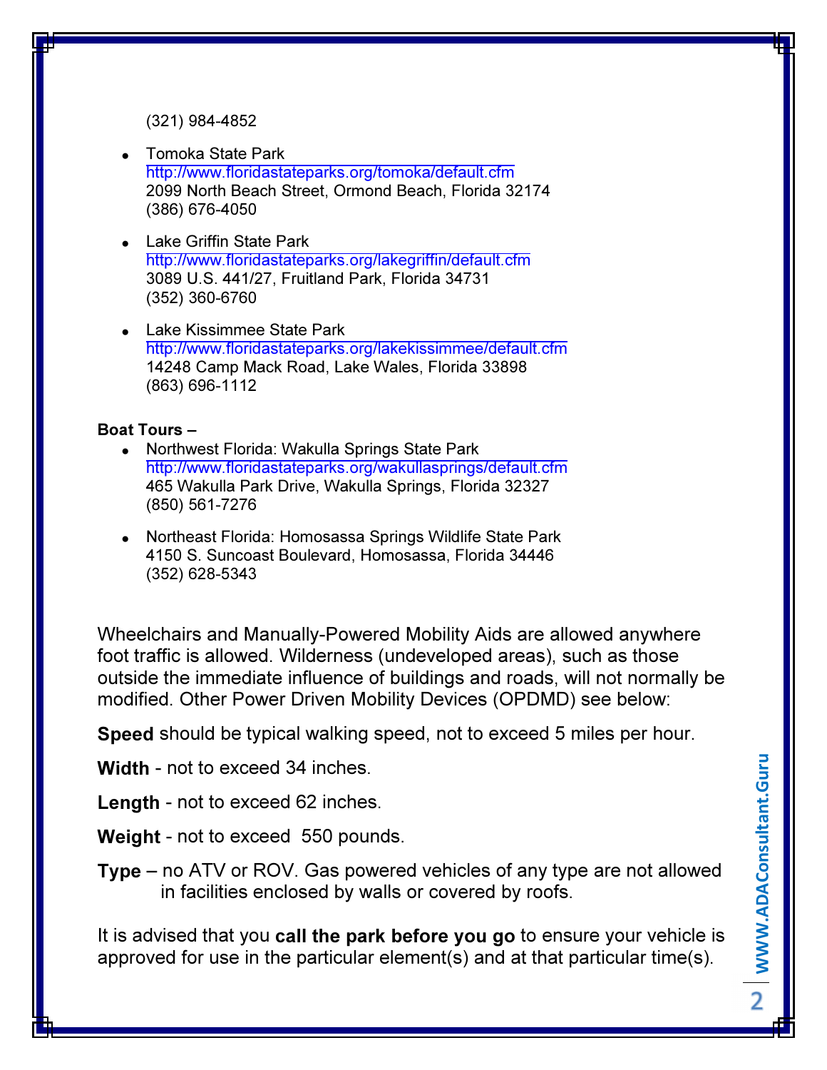(321) 984-4852

- Tomoka State Park
  http://www.floridastateparks.org/tomoka/default.cfm
  2099 North Beach Street, Ormond Beach, Florida 32174
  (386) 676-4050

- Lake Griffin State Park
  http://www.floridastateparks.org/lakegriffin/default.cfm
  3089 U.S. 441/27, Fruitland Park, Florida 34731
  (352) 360-6760

- Lake Kissimmee State Park
  http://www.floridastateparks.org/lakekissimmee/default.cfm
  14248 Camp Mack Road, Lake Wales, Florida 33898
  (863) 696-1112

**Boat Tours –**

- Northwest Florida: Wakulla Springs State Park
  http://www.floridastateparks.org/wakullasprings/default.cfm
  465 Wakulla Park Drive, Wakulla Springs, Florida 32327
  (850) 561-7276

- Northeast Florida: Homosassa Springs Wildlife State Park
  4150 S. Suncoast Boulevard, Homosassa, Florida 34446
  (352) 628-5343

Wheelchairs and Manually-Powered Mobility Aids are allowed anywhere foot traffic is allowed. Wilderness (undeveloped areas), such as those outside the immediate influence of buildings and roads, will not normally be modified. Other Power Driven Mobility Devices (OPDMD) see below:

**Speed** should be typical walking speed, not to exceed 5 miles per hour.

**Width** - not to exceed 34 inches.

**Length** - not to exceed 62 inches.

**Weight** - not to exceed 550 pounds.

**Type** – no ATV or ROV. Gas powered vehicles of any type are not allowed in facilities enclosed by walls or covered by roofs.

It is advised that you **call the park before you go** to ensure your vehicle is approved for use in the particular element(s) and at that particular time(s).

WWW.ADAConsultant.Guru